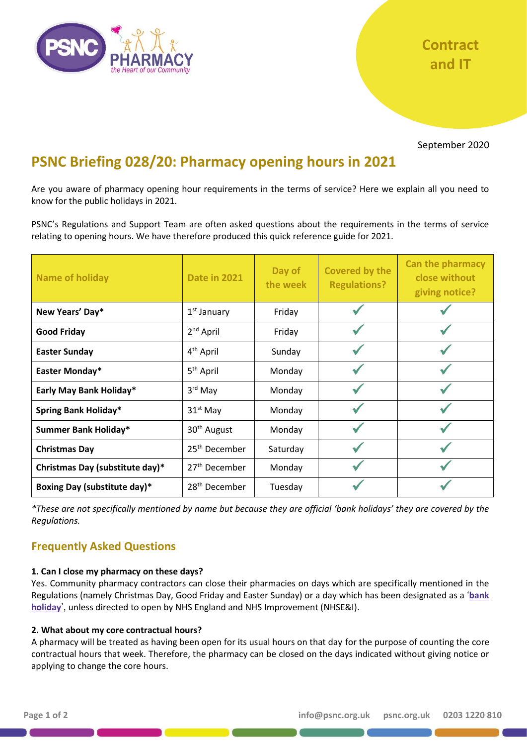Contract and IT

September 2020

# PSNC Briefing 028/20: Pharmacy opening hours in 2021

Are you aware of pharmacy opening hour requirements in the terms of service? Here we explain all you need to know for the public holidays in 2021.

PSNC's Regulations and Support Team are often asked questions about the requirements in the terms of service relating to opening hours. We have therefore produced this quick reference guide for 2021.

| Name of holiday | Date in 2021 | Day of the week | Covered by the Regulations? | Can the pharmacy close without giving notice? |
|---|---|---|---|---|
| **New Years' Day*** | 1st January | Friday | ✓ | ✓ |
| **Good Friday** | 2nd April | Friday | ✓ | ✓ |
| **Easter Sunday** | 4th April | Sunday | ✓ | ✓ |
| **Easter Monday*** | 5th April | Monday | ✓ | ✓ |
| **Early May Bank Holiday*** | 3rd May | Monday | ✓ | ✓ |
| **Spring Bank Holiday*** | 31st May | Monday | ✓ | ✓ |
| **Summer Bank Holiday*** | 30th August | Monday | ✓ | ✓ |
| **Christmas Day** | 25th December | Saturday | ✓ | ✓ |
| **Christmas Day (substitute day)*** | 27th December | Monday | ✓ | ✓ |
| **Boxing Day (substitute day)*** | 28th December | Tuesday | ✓ | ✓ |

*\*These are not specifically mentioned by name but because they are official 'bank holidays' they are covered by the Regulations.*

## Frequently Asked Questions

**1. Can I close my pharmacy on these days?**

Yes. Community pharmacy contractors can close their pharmacies on days which are specifically mentioned in the Regulations (namely Christmas Day, Good Friday and Easter Sunday) or a day which has been designated as a '**bank holiday**', unless directed to open by NHS England and NHS Improvement (NHSE&I).

**2. What about my core contractual hours?**

A pharmacy will be treated as having been open for its usual hours on that day for the purpose of counting the core contractual hours that week. Therefore, the pharmacy can be closed on the days indicated without giving notice or applying to change the core hours.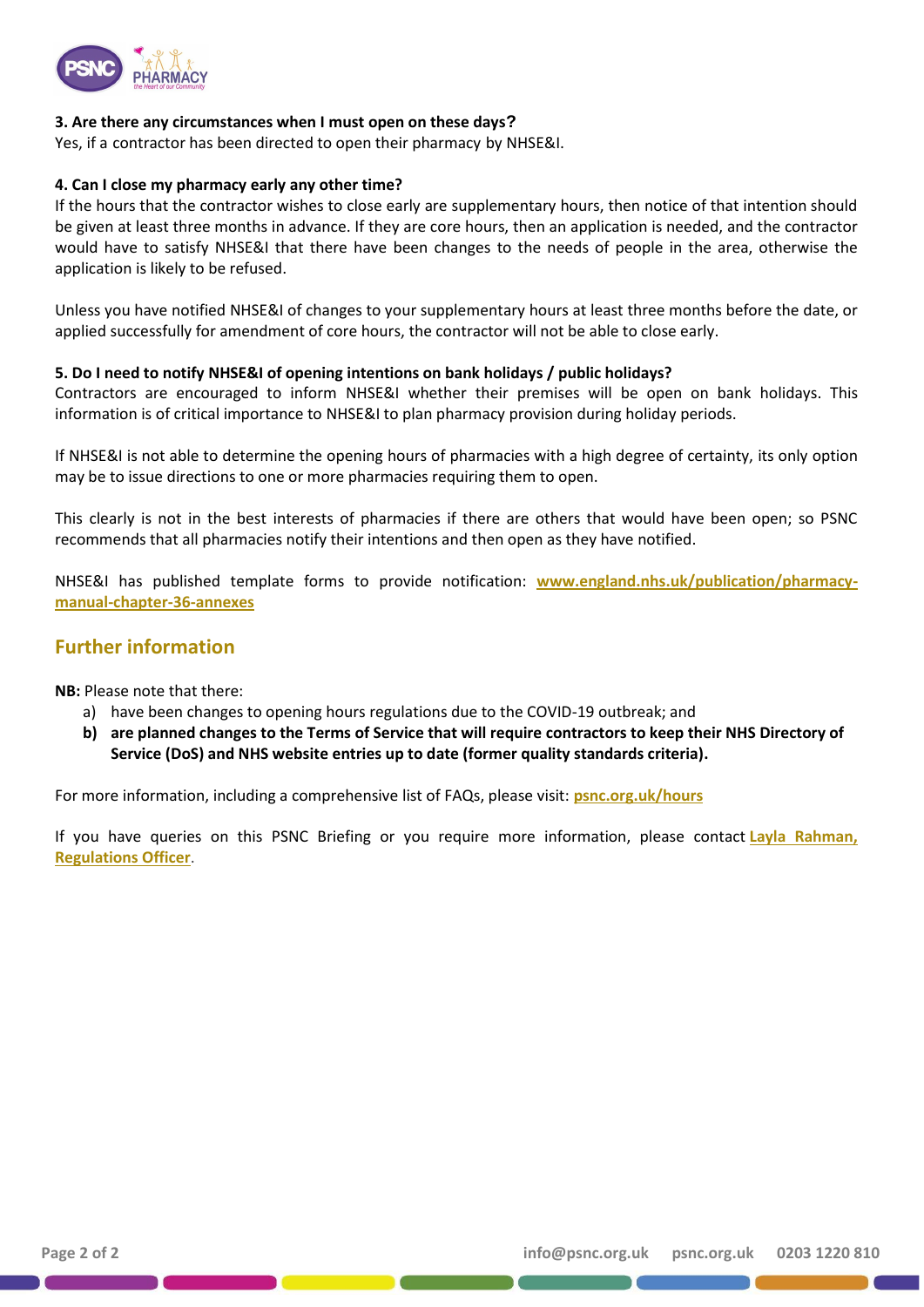**3. Are there any circumstances when I must open on these days?**

Yes, if a contractor has been directed to open their pharmacy by NHSE&I.

**4. Can I close my pharmacy early any other time?**

If the hours that the contractor wishes to close early are supplementary hours, then notice of that intention should be given at least three months in advance. If they are core hours, then an application is needed, and the contractor would have to satisfy NHSE&I that there have been changes to the needs of people in the area, otherwise the application is likely to be refused.

Unless you have notified NHSE&I of changes to your supplementary hours at least three months before the date, or applied successfully for amendment of core hours, the contractor will not be able to close early.

**5. Do I need to notify NHSE&I of opening intentions on bank holidays / public holidays?**

Contractors are encouraged to inform NHSE&I whether their premises will be open on bank holidays. This information is of critical importance to NHSE&I to plan pharmacy provision during holiday periods.

If NHSE&I is not able to determine the opening hours of pharmacies with a high degree of certainty, its only option may be to issue directions to one or more pharmacies requiring them to open.

This clearly is not in the best interests of pharmacies if there are others that would have been open; so PSNC recommends that all pharmacies notify their intentions and then open as they have notified.

NHSE&I has published template forms to provide notification: **www.england.nhs.uk/publication/pharmacy-manual-chapter-36-annexes**

## Further information

**NB:** Please note that there:

a) have been changes to opening hours regulations due to the COVID-19 outbreak; and

**b) are planned changes to the Terms of Service that will require contractors to keep their NHS Directory of Service (DoS) and NHS website entries up to date (former quality standards criteria).**

For more information, including a comprehensive list of FAQs, please visit: **psnc.org.uk/hours**

If you have queries on this PSNC Briefing or you require more information, please contact **Layla Rahman, Regulations Officer**.